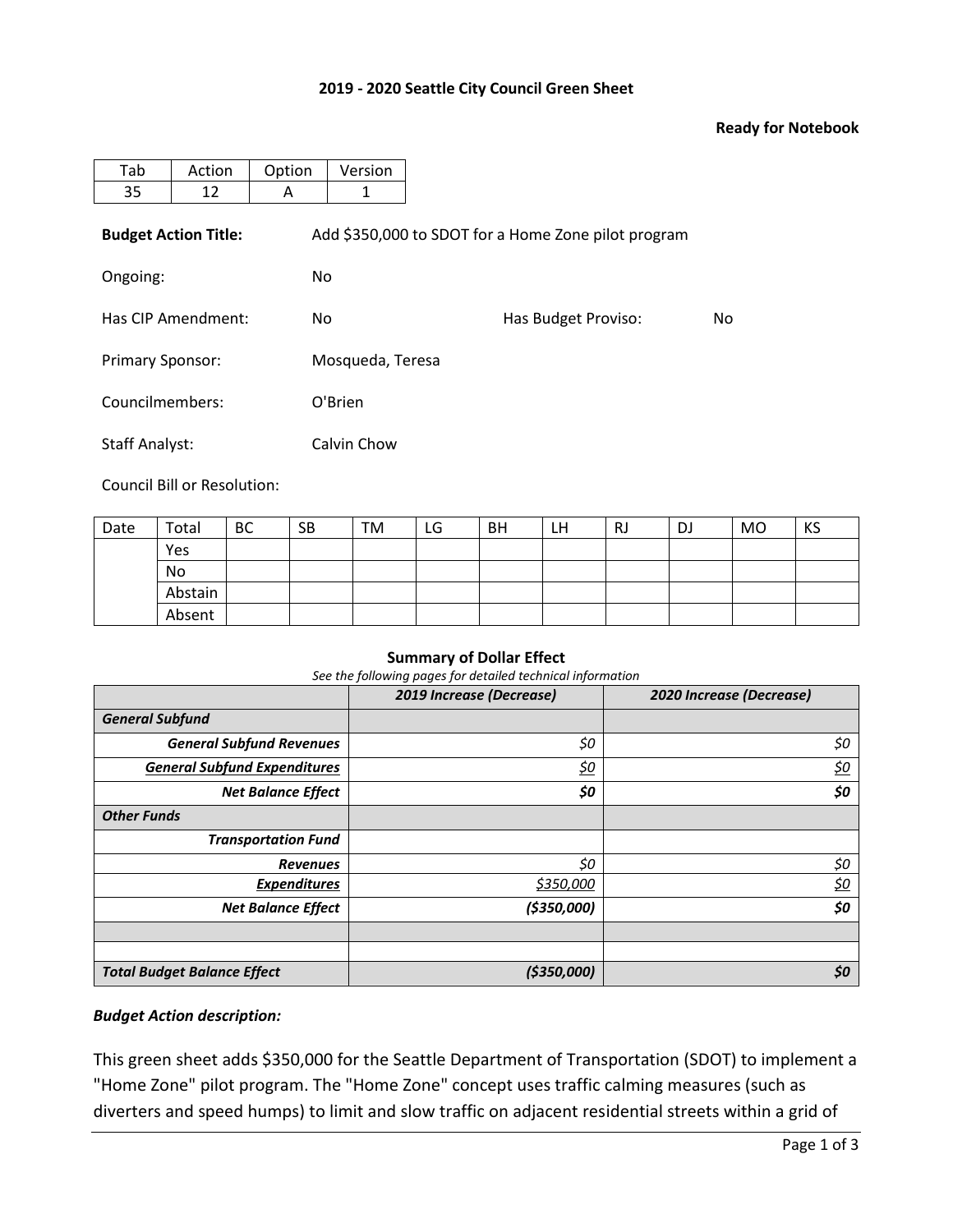**2019 - 2020 Seattle City Council Green Sheet**

**Ready for Notebook**

| Tab | Action | Option | Version |
|---|---|---|---|
| 35 | 12 | A | 1 |

**Budget Action Title:** Add $350,000 to SDOT for a Home Zone pilot program

Ongoing: No

Has CIP Amendment: No

Has Budget Proviso: No

Primary Sponsor: Mosqueda, Teresa

Councilmembers: O'Brien

Staff Analyst: Calvin Chow

Council Bill or Resolution:

| Date | Total | BC | SB | TM | LG | BH | LH | RJ | DJ | MO | KS |
|---|---|---|---|---|---|---|---|---|---|---|---|
| | Yes | | | | | | | | | | |
| | No | | | | | | | | | | |
| | Abstain | | | | | | | | | | |
| | Absent | | | | | | | | | | |

**Summary of Dollar Effect**

*See the following pages for detailed technical information*

| | ***2019 Increase (Decrease)*** | ***2020 Increase (Decrease)*** |
|---|---|---|
| ***General Subfund*** | | |
| ***General Subfund Revenues*** | *$0* | *$0* |
| ***General Subfund Expenditures*** | *$0* | *$0* |
| ***Net Balance Effect*** | ***$0*** | ***$0*** |
| ***Other Funds*** | | |
| ***Transportation Fund*** | | |
| ***Revenues*** | *$0* | *$0* |
| ***Expenditures*** | *$350,000* | *$0* |
| ***Net Balance Effect*** | ***($350,000)*** | ***$0*** |
| | | |
| | | |
| ***Total Budget Balance Effect*** | ***($350,000)*** | ***$0*** |

***Budget Action description:***

This green sheet adds $350,000 for the Seattle Department of Transportation (SDOT) to implement a "Home Zone" pilot program. The "Home Zone" concept uses traffic calming measures (such as diverters and speed humps) to limit and slow traffic on adjacent residential streets within a grid of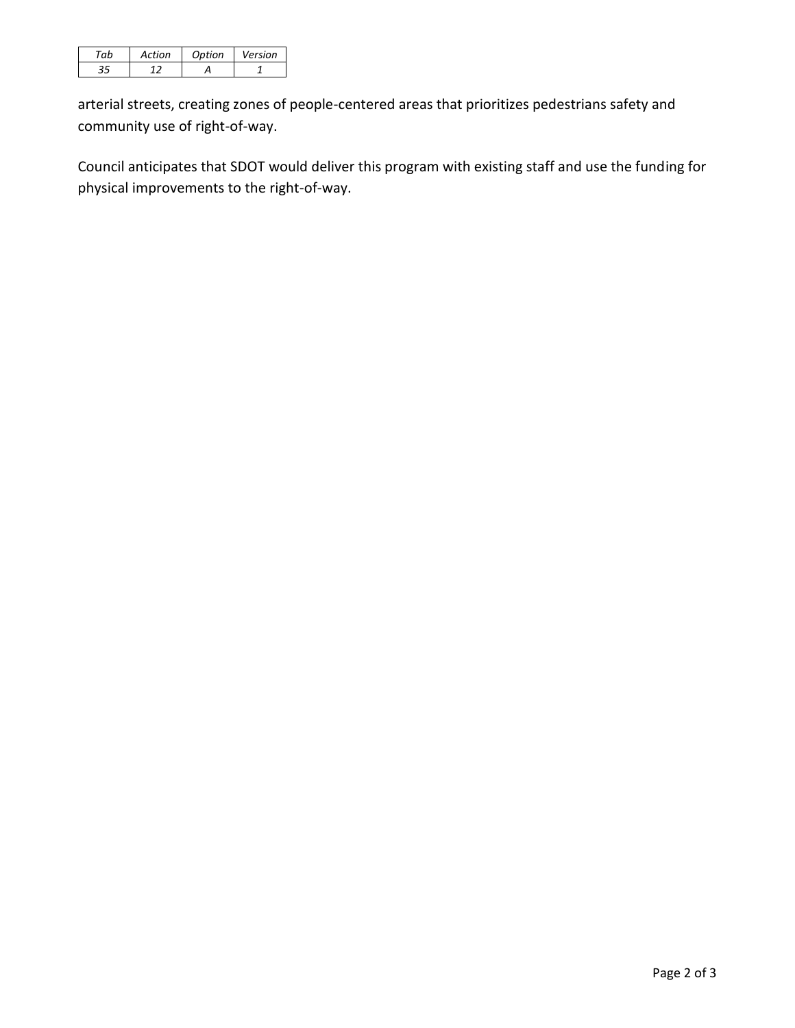| *Tab* | *Action* | *Option* | *Version* |
|---|---|---|---|
| *35* | *12* | *A* | *1* |

arterial streets, creating zones of people-centered areas that prioritizes pedestrians safety and community use of right-of-way.

Council anticipates that SDOT would deliver this program with existing staff and use the funding for physical improvements to the right-of-way.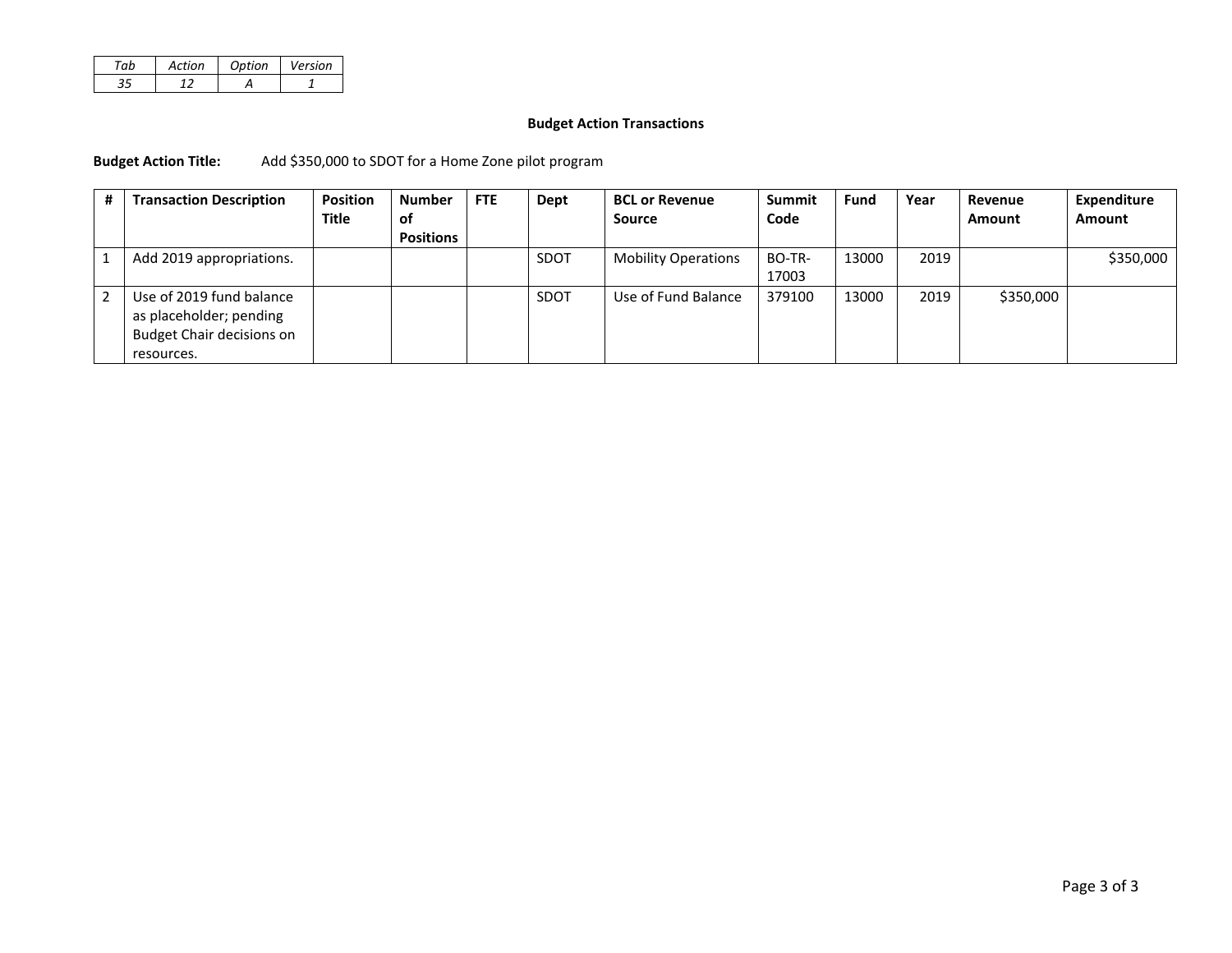| Tab | Action | Option | Version |
| --- | --- | --- | --- |
| 35 | 12 | A | 1 |

**Budget Action Transactions**

**Budget Action Title:** Add $350,000 to SDOT for a Home Zone pilot program

| # | Transaction Description | Position Title | Number of Positions | FTE | Dept | BCL or Revenue Source | Summit Code | Fund | Year | Revenue Amount | Expenditure Amount |
| --- | --- | --- | --- | --- | --- | --- | --- | --- | --- | --- | --- |
| 1 | Add 2019 appropriations. | | | | SDOT | Mobility Operations | BO-TR-17003 | 13000 | 2019 | | $350,000 |
| 2 | Use of 2019 fund balance as placeholder; pending Budget Chair decisions on resources. | | | | SDOT | Use of Fund Balance | 379100 | 13000 | 2019 | $350,000 | |